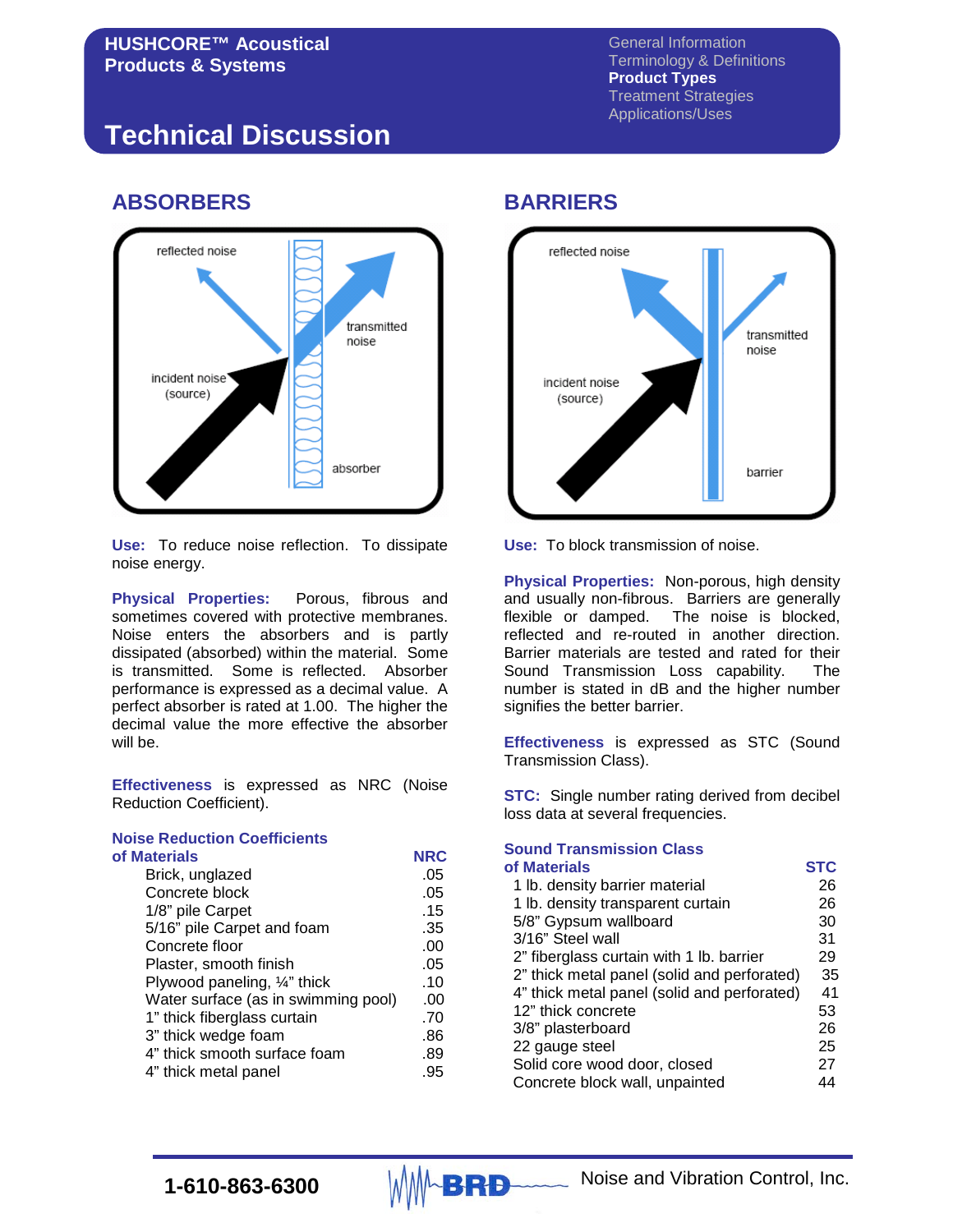# HUSHCORE™ Acoustical Products & Systems

General Information
Terminology & Definitions
**Product Types**
Treatment Strategies
Applications/Uses

# Technical Discussion

## ABSORBERS

reflected noise

transmitted noise

incident noise (source)

absorber

**Use:** To reduce noise reflection. To dissipate noise energy.

**Physical Properties:** Porous, fibrous and sometimes covered with protective membranes. Noise enters the absorbers and is partly dissipated (absorbed) within the material. Some is transmitted. Some is reflected. Absorber performance is expressed as a decimal value. A perfect absorber is rated at 1.00. The higher the decimal value the more effective the absorber will be.

**Effectiveness** is expressed as NRC (Noise Reduction Coefficient).

| Noise Reduction Coefficients of Materials | NRC |
|---|---|
| Brick, unglazed | .05 |
| Concrete block | .05 |
| 1/8" pile Carpet | .15 |
| 5/16" pile Carpet and foam | .35 |
| Concrete floor | .00 |
| Plaster, smooth finish | .05 |
| Plywood paneling, ¼" thick | .10 |
| Water surface (as in swimming pool) | .00 |
| 1" thick fiberglass curtain | .70 |
| 3" thick wedge foam | .86 |
| 4" thick smooth surface foam | .89 |
| 4" thick metal panel | .95 |

## BARRIERS

reflected noise

transmitted noise

incident noise (source)

barrier

**Use:** To block transmission of noise.

**Physical Properties:** Non-porous, high density and usually non-fibrous. Barriers are generally flexible or damped. The noise is blocked, reflected and re-routed in another direction. Barrier materials are tested and rated for their Sound Transmission Loss capability. The number is stated in dB and the higher number signifies the better barrier.

**Effectiveness** is expressed as STC (Sound Transmission Class).

**STC:** Single number rating derived from decibel loss data at several frequencies.

| Sound Transmission Class of Materials | STC |
|---|---|
| 1 lb. density barrier material | 26 |
| 1 lb. density transparent curtain | 26 |
| 5/8" Gypsum wallboard | 30 |
| 3/16" Steel wall | 31 |
| 2" fiberglass curtain with 1 lb. barrier | 29 |
| 2" thick metal panel (solid and perforated) | 35 |
| 4" thick metal panel (solid and perforated) | 41 |
| 12" thick concrete | 53 |
| 3/8" plasterboard | 26 |
| 22 gauge steel | 25 |
| Solid core wood door, closed | 27 |
| Concrete block wall, unpainted | 44 |

1-610-863-6300 BRD Noise and Vibration Control, Inc.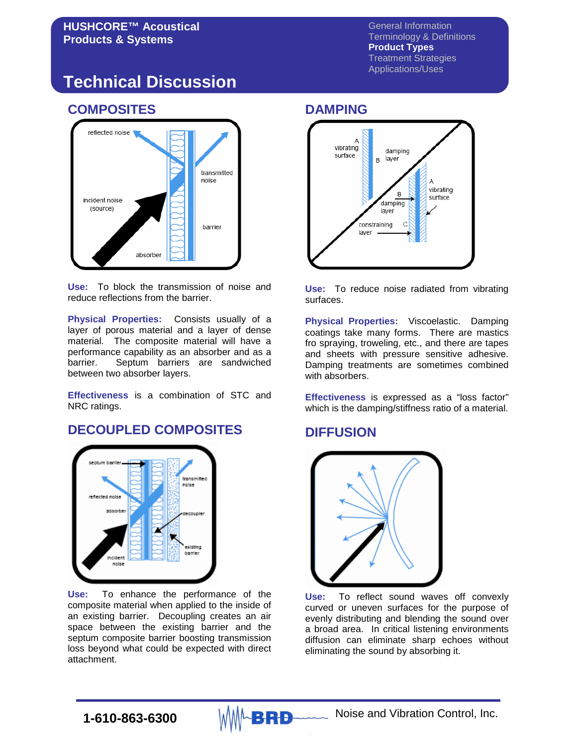# HUSHCORE™ Acoustical Products & Systems

General Information
Terminology & Definitions
**Product Types**
Treatment Strategies
Applications/Uses

## Technical Discussion

## COMPOSITES

**Use:** To block the transmission of noise and reduce reflections from the barrier.

**Physical Properties:** Consists usually of a layer of porous material and a layer of dense material. The composite material will have a performance capability as an absorber and as a barrier. Septum barriers are sandwiched between two absorber layers.

**Effectiveness** is a combination of STC and NRC ratings.

## DECOUPLED COMPOSITES

**Use:** To enhance the performance of the composite material when applied to the inside of an existing barrier. Decoupling creates an air space between the existing barrier and the septum composite barrier boosting transmission loss beyond what could be expected with direct attachment.

## DAMPING

**Use:** To reduce noise radiated from vibrating surfaces.

**Physical Properties:** Viscoelastic. Damping coatings take many forms. There are mastics fro spraying, troweling, etc., and there are tapes and sheets with pressure sensitive adhesive. Damping treatments are sometimes combined with absorbers.

**Effectiveness** is expressed as a "loss factor" which is the damping/stiffness ratio of a material.

## DIFFUSION

**Use:** To reflect sound waves off convexly curved or uneven surfaces for the purpose of evenly distributing and blending the sound over a broad area. In critical listening environments diffusion can eliminate sharp echoes without eliminating the sound by absorbing it.

1-610-863-6300 BRD Noise and Vibration Control, Inc.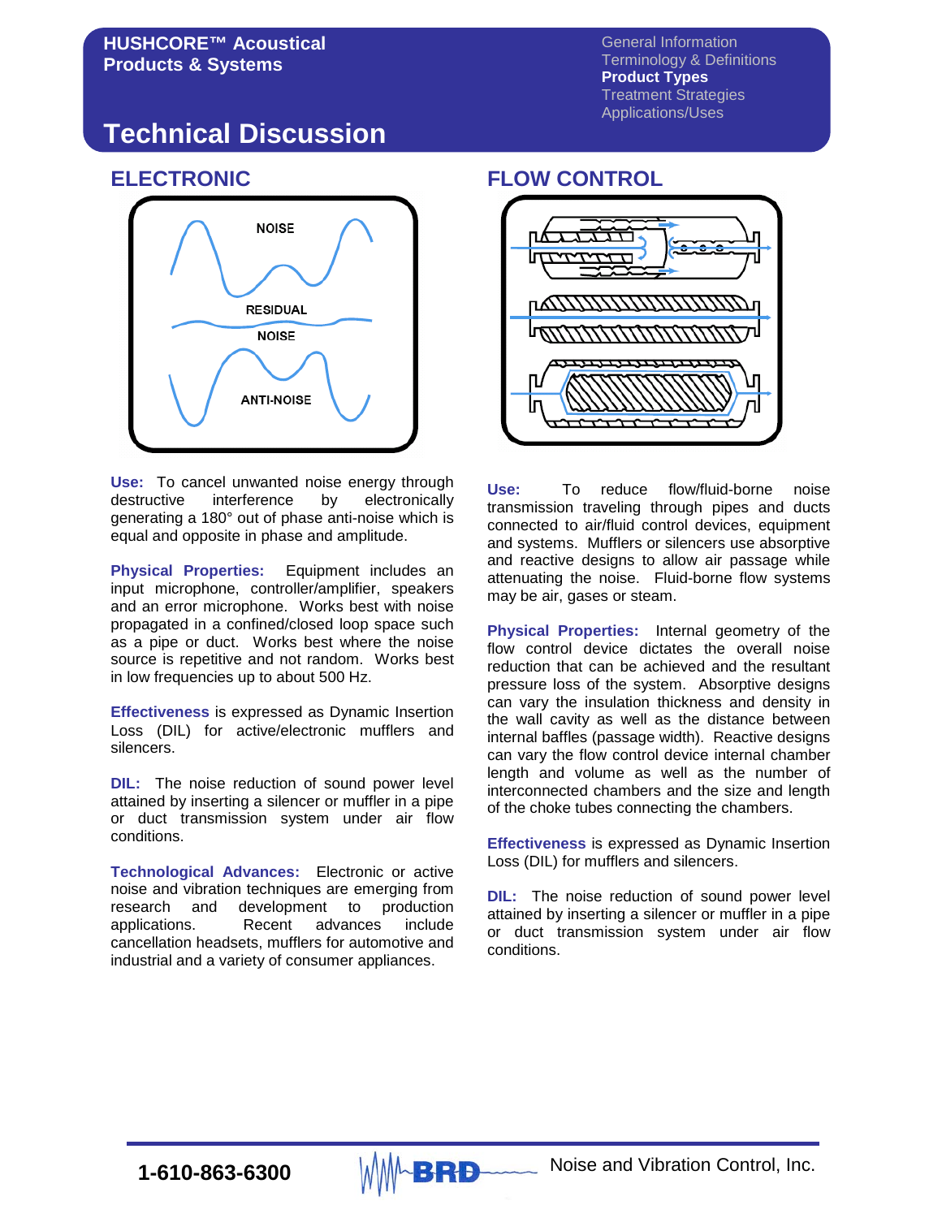# Technical Discussion

## ELECTRONIC

NOISE

RESIDUAL NOISE

ANTI-NOISE

**Use:** To cancel unwanted noise energy through destructive interference by electronically generating a 180° out of phase anti-noise which is equal and opposite in phase and amplitude.

**Physical Properties:** Equipment includes an input microphone, controller/amplifier, speakers and an error microphone. Works best with noise propagated in a confined/closed loop space such as a pipe or duct. Works best where the noise source is repetitive and not random. Works best in low frequencies up to about 500 Hz.

**Effectiveness** is expressed as Dynamic Insertion Loss (DIL) for active/electronic mufflers and silencers.

**DIL:** The noise reduction of sound power level attained by inserting a silencer or muffler in a pipe or duct transmission system under air flow conditions.

**Technological Advances:** Electronic or active noise and vibration techniques are emerging from research and development to production applications. Recent advances include cancellation headsets, mufflers for automotive and industrial and a variety of consumer appliances.

## FLOW CONTROL

**Use:** To reduce flow/fluid-borne noise transmission traveling through pipes and ducts connected to air/fluid control devices, equipment and systems. Mufflers or silencers use absorptive and reactive designs to allow air passage while attenuating the noise. Fluid-borne flow systems may be air, gases or steam.

**Physical Properties:** Internal geometry of the flow control device dictates the overall noise reduction that can be achieved and the resultant pressure loss of the system. Absorptive designs can vary the insulation thickness and density in the wall cavity as well as the distance between internal baffles (passage width). Reactive designs can vary the flow control device internal chamber length and volume as well as the number of interconnected chambers and the size and length of the choke tubes connecting the chambers.

**Effectiveness** is expressed as Dynamic Insertion Loss (DIL) for mufflers and silencers.

**DIL:** The noise reduction of sound power level attained by inserting a silencer or muffler in a pipe or duct transmission system under air flow conditions.